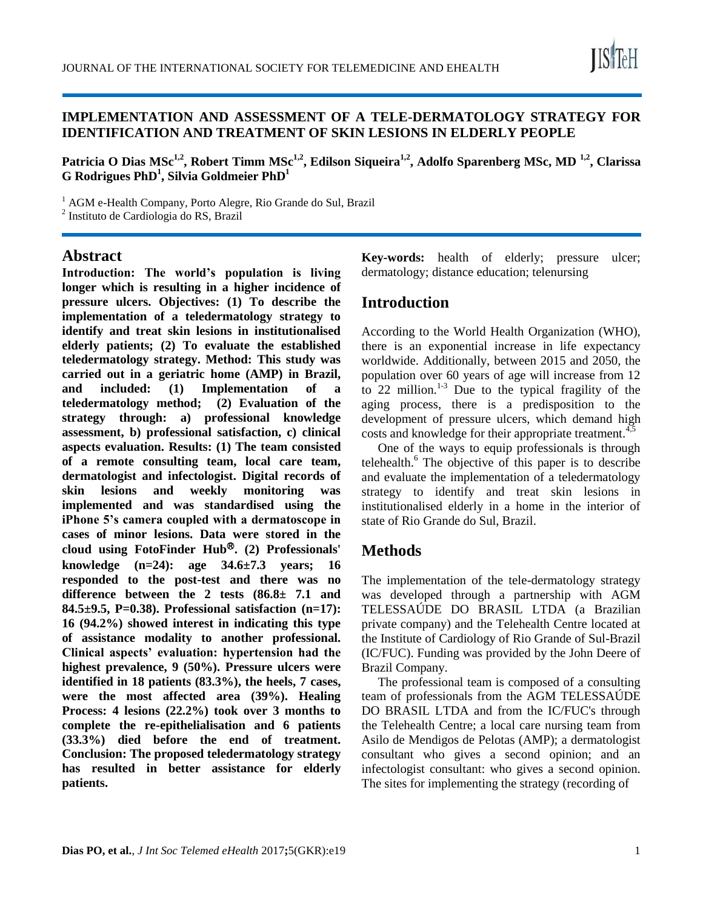# IMPLEMENTATION AND ASSESSMENT OF A TELE-DERMATOLOGY STRATEGY FOR IDENTIFICATION AND TREATMENT OF SKIN LESIONS IN ELDERLY PEOPLE

**Patricia O Dias MSc[1,2], Robert Timm MSc[1,2], Edilson Siqueira[1,2], Adolfo Sparenberg MSc, MD [1,2], Clarissa G Rodrigues PhD[1], Silvia Goldmeier PhD[1]**

[1] AGM e-Health Company, Porto Alegre, Rio Grande do Sul, Brazil
[2] Instituto de Cardiologia do RS, Brazil

## Abstract

**Introduction: The world's population is living longer which is resulting in a higher incidence of pressure ulcers. Objectives: (1) To describe the implementation of a teledermatology strategy to identify and treat skin lesions in institutionalised elderly patients; (2) To evaluate the established teledermatology strategy. Method: This study was carried out in a geriatric home (AMP) in Brazil, and included: (1) Implementation of a teledermatology method; (2) Evaluation of the strategy through: a) professional knowledge assessment, b) professional satisfaction, c) clinical aspects evaluation. Results: (1) The team consisted of a remote consulting team, local care team, dermatologist and infectologist. Digital records of skin lesions and weekly monitoring was implemented and was standardised using the iPhone 5's camera coupled with a dermatoscope in cases of minor lesions. Data were stored in the cloud using FotoFinder Hub®. (2) Professionals' knowledge (n=24): age 34.6±7.3 years; 16 responded to the post-test and there was no difference between the 2 tests (86.8± 7.1 and 84.5±9.5, P=0.38). Professional satisfaction (n=17): 16 (94.2%) showed interest in indicating this type of assistance modality to another professional. Clinical aspects' evaluation: hypertension had the highest prevalence, 9 (50%). Pressure ulcers were identified in 18 patients (83.3%), the heels, 7 cases, were the most affected area (39%). Healing Process: 4 lesions (22.2%) took over 3 months to complete the re-epithelialisation and 6 patients (33.3%) died before the end of treatment. Conclusion: The proposed teledermatology strategy has resulted in better assistance for elderly patients.**

**Key-words:** health of elderly; pressure ulcer; dermatology; distance education; telenursing

## Introduction

According to the World Health Organization (WHO), there is an exponential increase in life expectancy worldwide. Additionally, between 2015 and 2050, the population over 60 years of age will increase from 12 to 22 million.[1-3] Due to the typical fragility of the aging process, there is a predisposition to the development of pressure ulcers, which demand high costs and knowledge for their appropriate treatment.[4,5]

One of the ways to equip professionals is through telehealth.[6] The objective of this paper is to describe and evaluate the implementation of a teledermatology strategy to identify and treat skin lesions in institutionalised elderly in a home in the interior of state of Rio Grande do Sul, Brazil.

## Methods

The implementation of the tele-dermatology strategy was developed through a partnership with AGM TELESSAÚDE DO BRASIL LTDA (a Brazilian private company) and the Telehealth Centre located at the Institute of Cardiology of Rio Grande of Sul-Brazil (IC/FUC). Funding was provided by the John Deere of Brazil Company.

The professional team is composed of a consulting team of professionals from the AGM TELESSAÚDE DO BRASIL LTDA and from the IC/FUC's through the Telehealth Centre; a local care nursing team from Asilo de Mendigos de Pelotas (AMP); a dermatologist consultant who gives a second opinion; and an infectologist consultant: who gives a second opinion. The sites for implementing the strategy (recording of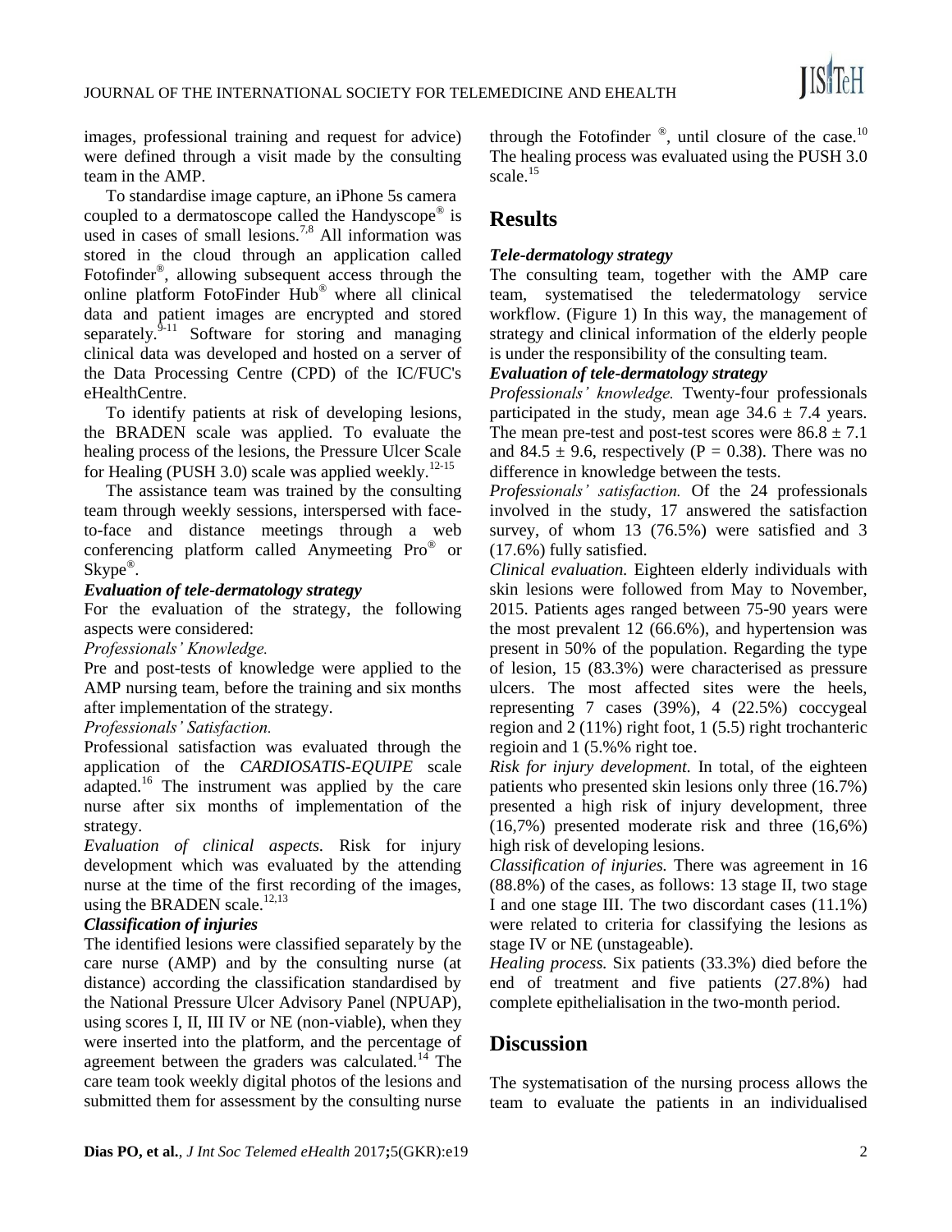images, professional training and request for advice) were defined through a visit made by the consulting team in the AMP.

To standardise image capture, an iPhone 5s camera coupled to a dermatoscope called the Handyscope® is used in cases of small lesions.[7,8] All information was stored in the cloud through an application called Fotofinder®, allowing subsequent access through the online platform FotoFinder Hub® where all clinical data and patient images are encrypted and stored separately.[9-11] Software for storing and managing clinical data was developed and hosted on a server of the Data Processing Centre (CPD) of the IC/FUC's eHealthCentre.

To identify patients at risk of developing lesions, the BRADEN scale was applied. To evaluate the healing process of the lesions, the Pressure Ulcer Scale for Healing (PUSH 3.0) scale was applied weekly.[12-15]

The assistance team was trained by the consulting team through weekly sessions, interspersed with face-to-face and distance meetings through a web conferencing platform called Anymeeting Pro® or Skype®.

### Evaluation of tele-dermatology strategy

For the evaluation of the strategy, the following aspects were considered:

*Professionals' Knowledge.*

Pre and post-tests of knowledge were applied to the AMP nursing team, before the training and six months after implementation of the strategy.

*Professionals' Satisfaction.*

Professional satisfaction was evaluated through the application of the *CARDIOSATIS-EQUIPE* scale adapted.[16] The instrument was applied by the care nurse after six months of implementation of the strategy.

*Evaluation of clinical aspects.* Risk for injury development which was evaluated by the attending nurse at the time of the first recording of the images, using the BRADEN scale.[12,13]

### Classification of injuries

The identified lesions were classified separately by the care nurse (AMP) and by the consulting nurse (at distance) according the classification standardised by the National Pressure Ulcer Advisory Panel (NPUAP), using scores I, II, III IV or NE (non-viable), when they were inserted into the platform, and the percentage of agreement between the graders was calculated.[14] The care team took weekly digital photos of the lesions and submitted them for assessment by the consulting nurse through the Fotofinder ®, until closure of the case.[10] The healing process was evaluated using the PUSH 3.0 scale.[15]

## Results

### Tele-dermatology strategy

The consulting team, together with the AMP care team, systematised the teledermatology service workflow. (Figure 1) In this way, the management of strategy and clinical information of the elderly people is under the responsibility of the consulting team.

### Evaluation of tele-dermatology strategy

*Professionals' knowledge.* Twenty-four professionals participated in the study, mean age $34.6 \pm 7.4$ years. The mean pre-test and post-test scores were $86.8 \pm 7.1$ and $84.5 \pm 9.6$, respectively ($P = 0.38$). There was no difference in knowledge between the tests.

*Professionals' satisfaction.* Of the 24 professionals involved in the study, 17 answered the satisfaction survey, of whom 13 (76.5%) were satisfied and 3 (17.6%) fully satisfied.

*Clinical evaluation.* Eighteen elderly individuals with skin lesions were followed from May to November, 2015. Patients ages ranged between 75-90 years were the most prevalent 12 (66.6%), and hypertension was present in 50% of the population. Regarding the type of lesion, 15 (83.3%) were characterised as pressure ulcers. The most affected sites were the heels, representing 7 cases (39%), 4 (22.5%) coccygeal region and 2 (11%) right foot, 1 (5.5) right trochanteric regioin and 1 (5.%% right toe.

*Risk for injury development.* In total, of the eighteen patients who presented skin lesions only three (16.7%) presented a high risk of injury development, three (16,7%) presented moderate risk and three (16,6%) high risk of developing lesions.

*Classification of injuries.* There was agreement in 16 (88.8%) of the cases, as follows: 13 stage II, two stage I and one stage III. The two discordant cases (11.1%) were related to criteria for classifying the lesions as stage IV or NE (unstageable).

*Healing process.* Six patients (33.3%) died before the end of treatment and five patients (27.8%) had complete epithelialisation in the two-month period.

## Discussion

The systematisation of the nursing process allows the team to evaluate the patients in an individualised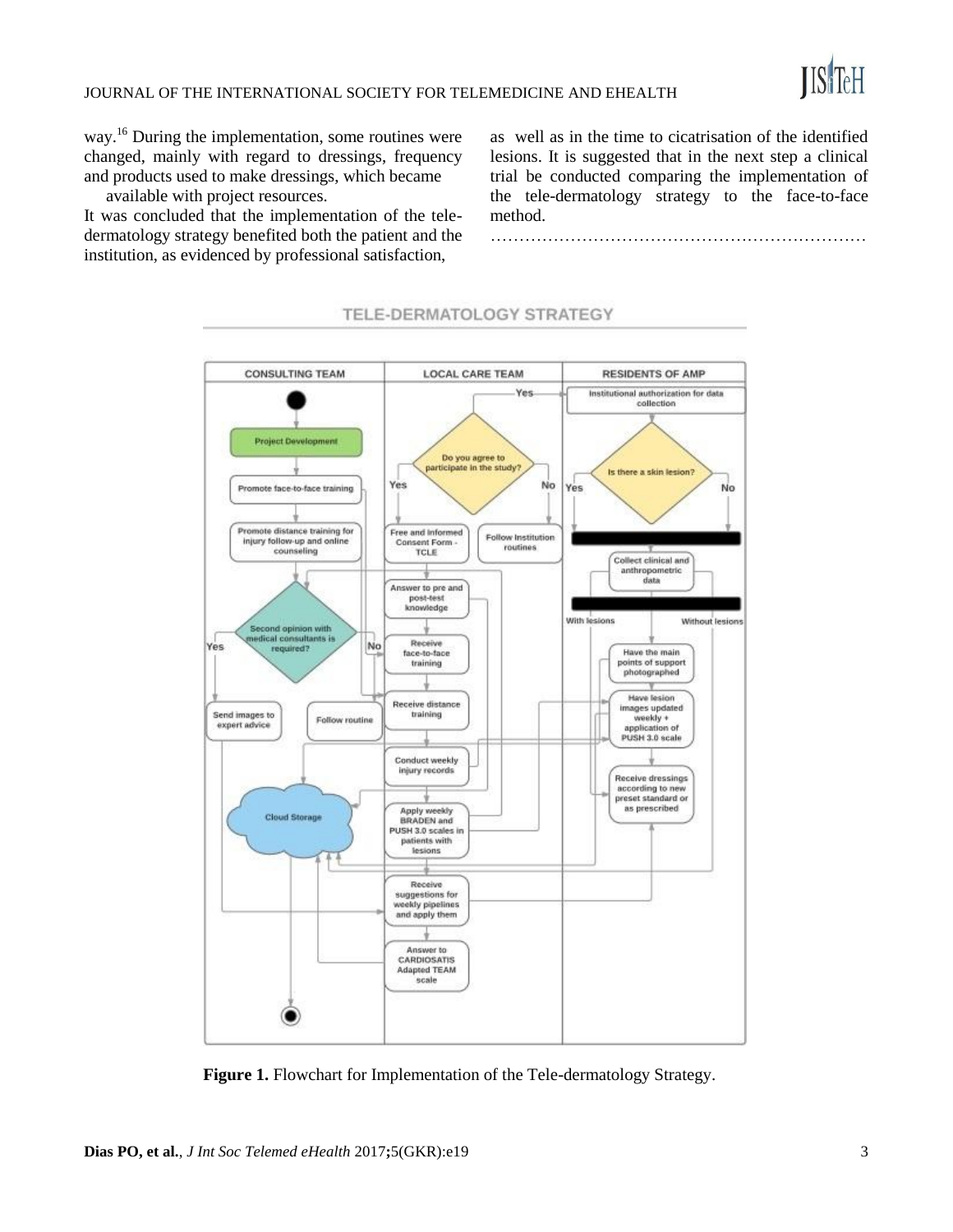way.[16] During the implementation, some routines were changed, mainly with regard to dressings, frequency and products used to make dressings, which became available with project resources.

It was concluded that the implementation of the tele-dermatology strategy benefited both the patient and the institution, as evidenced by professional satisfaction, as well as in the time to cicatrisation of the identified lesions. It is suggested that in the next step a clinical trial be conducted comparing the implementation of the tele-dermatology strategy to the face-to-face method.

…………………………………………………………

**Figure 1.** Flowchart for Implementation of the Tele-dermatology Strategy.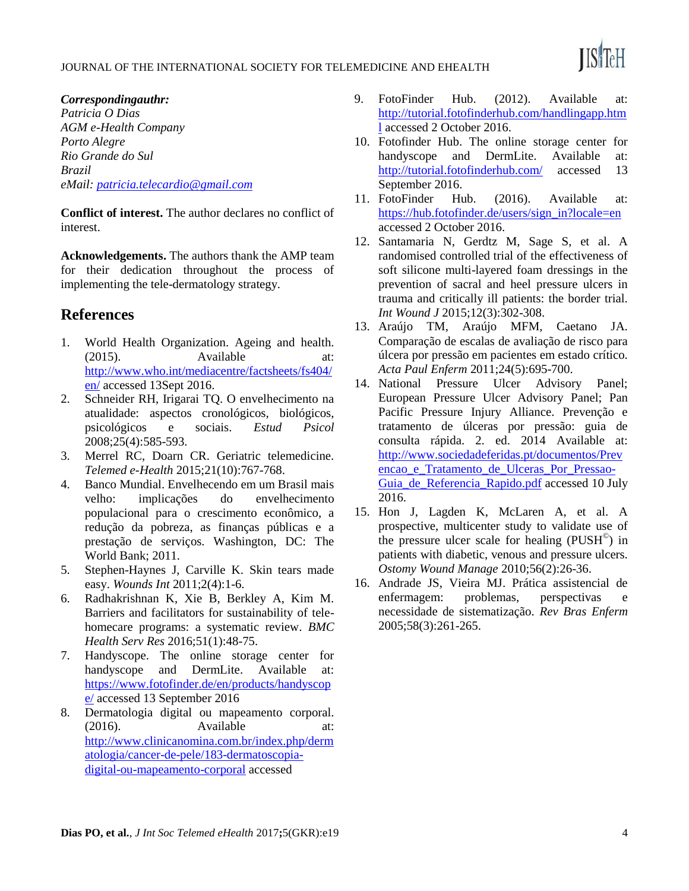***Correspondingauthr:***
*Patricia O Dias*
*AGM e-Health Company*
*Porto Alegre*
*Rio Grande do Sul*
*Brazil*
*eMail: patricia.telecardio@gmail.com*

**Conflict of interest.** The author declares no conflict of interest.

**Acknowledgements.** The authors thank the AMP team for their dedication throughout the process of implementing the tele-dermatology strategy.

## References

1. World Health Organization. Ageing and health. (2015). Available at: http://www.who.int/mediacentre/factsheets/fs404/en/ accessed 13Sept 2016.
2. Schneider RH, Irigarai TQ. O envelhecimento na atualidade: aspectos cronológicos, biológicos, psicológicos e sociais. *Estud Psicol* 2008;25(4):585-593.
3. Merrel RC, Doarn CR. Geriatric telemedicine. *Telemed e-Health* 2015;21(10):767-768.
4. Banco Mundial. Envelhecendo em um Brasil mais velho: implicações do envelhecimento populacional para o crescimento econômico, a redução da pobreza, as finanças públicas e a prestação de serviços. Washington, DC: The World Bank; 2011.
5. Stephen-Haynes J, Carville K. Skin tears made easy. *Wounds Int* 2011;2(4):1-6.
6. Radhakrishnan K, Xie B, Berkley A, Kim M. Barriers and facilitators for sustainability of tele-homecare programs: a systematic review. *BMC Health Serv Res* 2016;51(1):48-75.
7. Handyscope. The online storage center for handyscope and DermLite. Available at: https://www.fotofinder.de/en/products/handyscope/ accessed 13 September 2016
8. Dermatologia digital ou mapeamento corporal. (2016). Available at: http://www.clinicanomina.com.br/index.php/dermatologia/cancer-de-pele/183-dermatoscopia-digital-ou-mapeamento-corporal accessed
9. FotoFinder Hub. (2012). Available at: http://tutorial.fotofinderhub.com/handlingapp.html accessed 2 October 2016.
10. Fotofinder Hub. The online storage center for handyscope and DermLite. Available at: http://tutorial.fotofinderhub.com/ accessed 13 September 2016.
11. FotoFinder Hub. (2016). Available at: https://hub.fotofinder.de/users/sign_in?locale=en accessed 2 October 2016.
12. Santamaria N, Gerdtz M, Sage S, et al. A randomised controlled trial of the effectiveness of soft silicone multi-layered foam dressings in the prevention of sacral and heel pressure ulcers in trauma and critically ill patients: the border trial. *Int Wound J* 2015;12(3):302-308.
13. Araújo TM, Araújo MFM, Caetano JA. Comparação de escalas de avaliação de risco para úlcera por pressão em pacientes em estado crítico. *Acta Paul Enferm* 2011;24(5):695-700.
14. National Pressure Ulcer Advisory Panel; European Pressure Ulcer Advisory Panel; Pan Pacific Pressure Injury Alliance. Prevenção e tratamento de úlceras por pressão: guia de consulta rápida. 2. ed. 2014 Available at: http://www.sociedadeferidas.pt/documentos/Prevencao_e_Tratamento_de_Ulceras_Por_Pressao-Guia_de_Referencia_Rapido.pdf accessed 10 July 2016.
15. Hon J, Lagden K, McLaren A, et al. A prospective, multicenter study to validate use of the pressure ulcer scale for healing (PUSH©) in patients with diabetic, venous and pressure ulcers. *Ostomy Wound Manage* 2010;56(2):26-36.
16. Andrade JS, Vieira MJ. Prática assistencial de enfermagem: problemas, perspectivas e necessidade de sistematização. *Rev Bras Enferm* 2005;58(3):261-265.